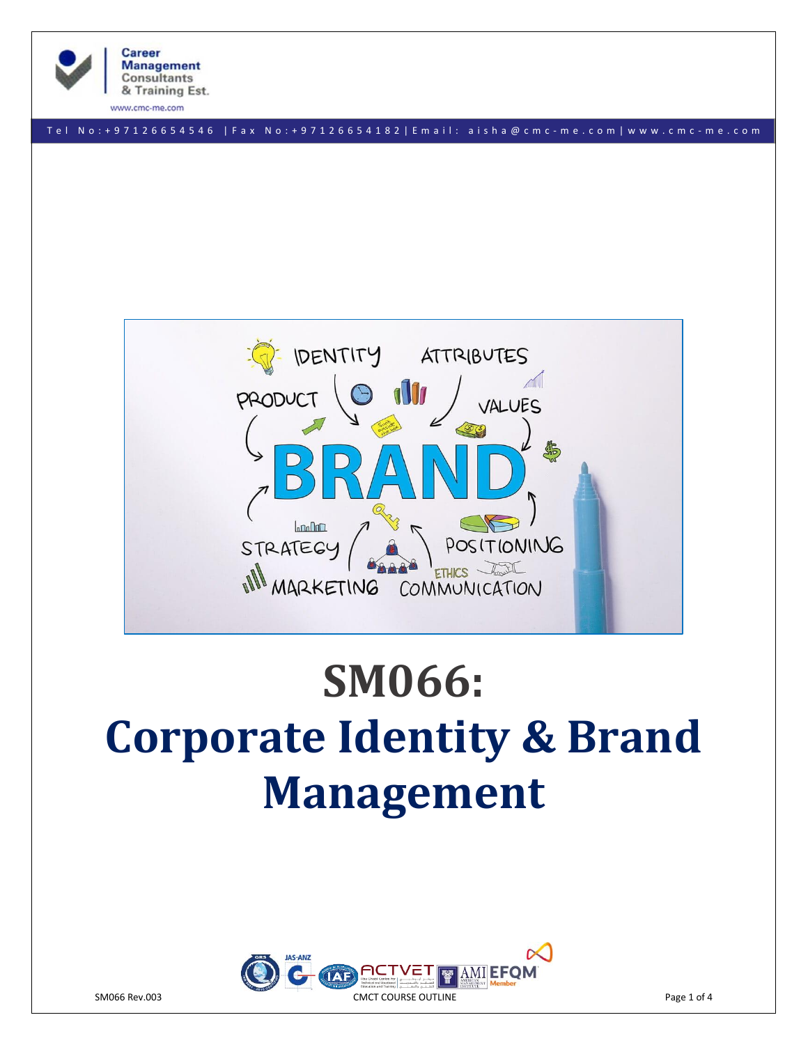# SM066:

# Corporate Identity & Brand Management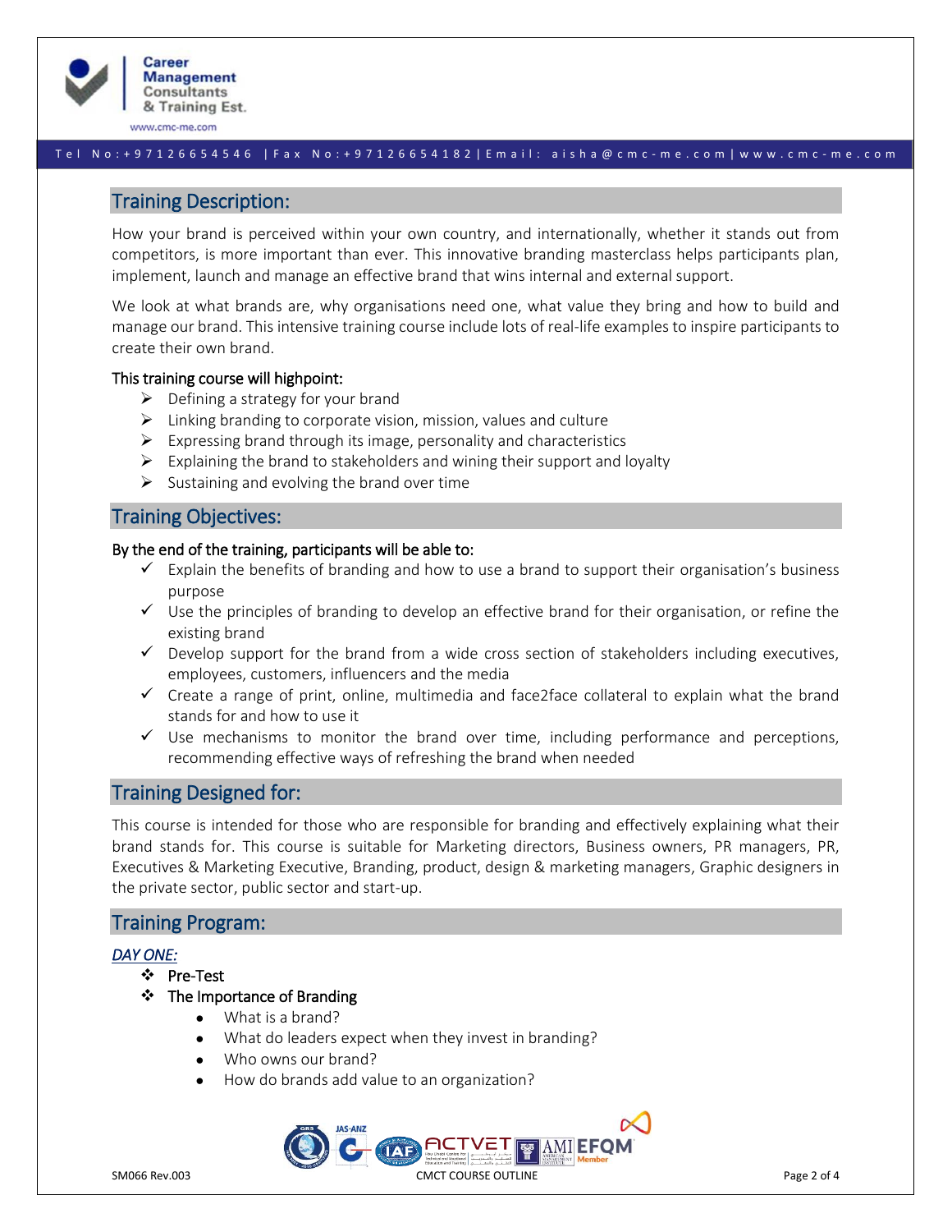## Training Description:

How your brand is perceived within your own country, and internationally, whether it stands out from competitors, is more important than ever. This innovative branding masterclass helps participants plan, implement, launch and manage an effective brand that wins internal and external support.

We look at what brands are, why organisations need one, what value they bring and how to build and manage our brand. This intensive training course include lots of real-life examples to inspire participants to create their own brand.

**This training course will highpoint:**

- Defining a strategy for your brand
- Linking branding to corporate vision, mission, values and culture
- Expressing brand through its image, personality and characteristics
- Explaining the brand to stakeholders and wining their support and loyalty
- Sustaining and evolving the brand over time

## Training Objectives:

**By the end of the training, participants will be able to:**

- ✓ Explain the benefits of branding and how to use a brand to support their organisation's business purpose
- ✓ Use the principles of branding to develop an effective brand for their organisation, or refine the existing brand
- ✓ Develop support for the brand from a wide cross section of stakeholders including executives, employees, customers, influencers and the media
- ✓ Create a range of print, online, multimedia and face2face collateral to explain what the brand stands for and how to use it
- ✓ Use mechanisms to monitor the brand over time, including performance and perceptions, recommending effective ways of refreshing the brand when needed

## Training Designed for:

This course is intended for those who are responsible for branding and effectively explaining what their brand stands for. This course is suitable for Marketing directors, Business owners, PR managers, PR, Executives & Marketing Executive, Branding, product, design & marketing managers, Graphic designers in the private sector, public sector and start-up.

## Training Program:

***DAY ONE:***

- **Pre-Test**
- **The Importance of Branding**
  - What is a brand?
  - What do leaders expect when they invest in branding?
  - Who owns our brand?
  - How do brands add value to an organization?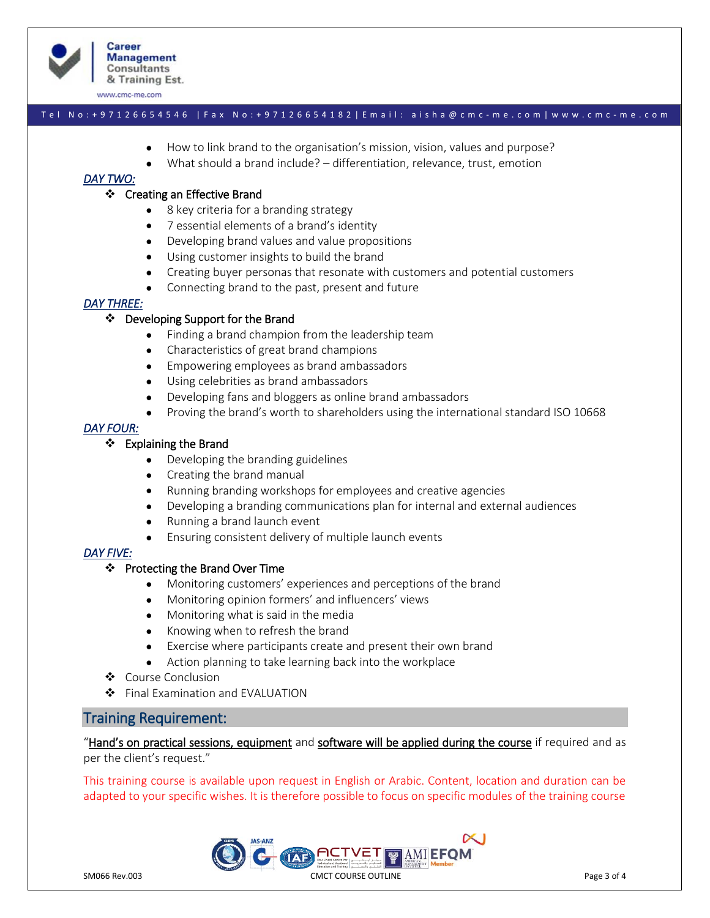- How to link brand to the organisation's mission, vision, values and purpose?
- What should a brand include? – differentiation, relevance, trust, emotion

***DAY TWO:***

- Creating an Effective Brand
  - 8 key criteria for a branding strategy
  - 7 essential elements of a brand's identity
  - Developing brand values and value propositions
  - Using customer insights to build the brand
  - Creating buyer personas that resonate with customers and potential customers
  - Connecting brand to the past, present and future

***DAY THREE:***

- Developing Support for the Brand
  - Finding a brand champion from the leadership team
  - Characteristics of great brand champions
  - Empowering employees as brand ambassadors
  - Using celebrities as brand ambassadors
  - Developing fans and bloggers as online brand ambassadors
  - Proving the brand's worth to shareholders using the international standard ISO 10668

***DAY FOUR:***

- Explaining the Brand
  - Developing the branding guidelines
  - Creating the brand manual
  - Running branding workshops for employees and creative agencies
  - Developing a branding communications plan for internal and external audiences
  - Running a brand launch event
  - Ensuring consistent delivery of multiple launch events

***DAY FIVE:***

- Protecting the Brand Over Time
  - Monitoring customers' experiences and perceptions of the brand
  - Monitoring opinion formers' and influencers' views
  - Monitoring what is said in the media
  - Knowing when to refresh the brand
  - Exercise where participants create and present their own brand
  - Action planning to take learning back into the workplace
- Course Conclusion
- Final Examination and EVALUATION

## Training Requirement:

"Hand's on practical sessions, equipment and software will be applied during the course if required and as per the client's request."

This training course is available upon request in English or Arabic. Content, location and duration can be adapted to your specific wishes. It is therefore possible to focus on specific modules of the training course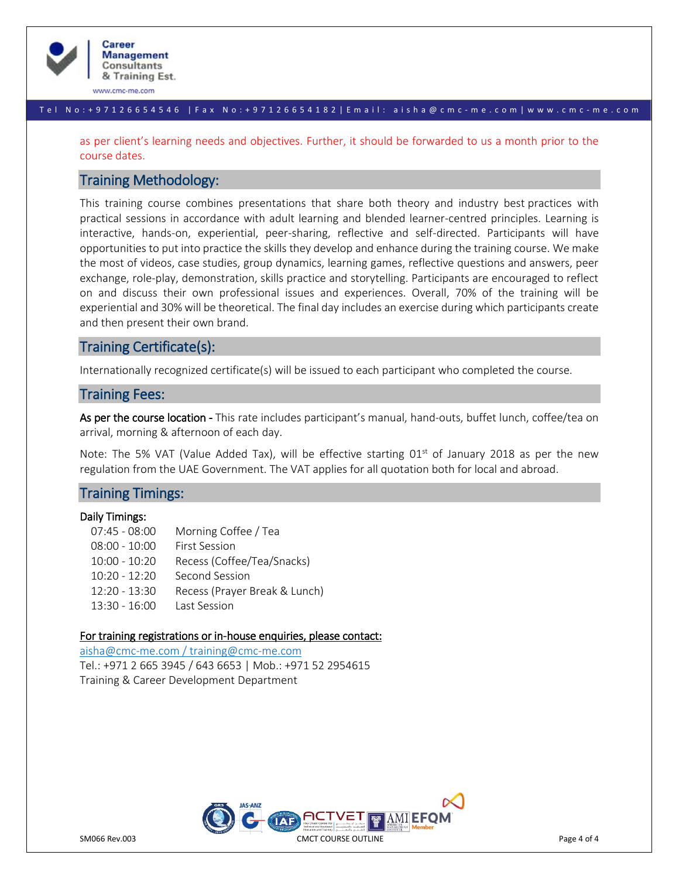as per client's learning needs and objectives. Further, it should be forwarded to us a month prior to the course dates.

## Training Methodology:

This training course combines presentations that share both theory and industry best practices with practical sessions in accordance with adult learning and blended learner-centred principles. Learning is interactive, hands-on, experiential, peer-sharing, reflective and self-directed. Participants will have opportunities to put into practice the skills they develop and enhance during the training course. We make the most of videos, case studies, group dynamics, learning games, reflective questions and answers, peer exchange, role-play, demonstration, skills practice and storytelling. Participants are encouraged to reflect on and discuss their own professional issues and experiences. Overall, 70% of the training will be experiential and 30% will be theoretical. The final day includes an exercise during which participants create and then present their own brand.

## Training Certificate(s):

Internationally recognized certificate(s) will be issued to each participant who completed the course.

## Training Fees:

**As per the course location -** This rate includes participant's manual, hand-outs, buffet lunch, coffee/tea on arrival, morning & afternoon of each day.

Note: The 5% VAT (Value Added Tax), will be effective starting 01st of January 2018 as per the new regulation from the UAE Government. The VAT applies for all quotation both for local and abroad.

## Training Timings:

**Daily Timings:**

| | |
|---|---|
| 07:45 - 08:00 | Morning Coffee / Tea |
| 08:00 - 10:00 | First Session |
| 10:00 - 10:20 | Recess (Coffee/Tea/Snacks) |
| 10:20 - 12:20 | Second Session |
| 12:20 - 13:30 | Recess (Prayer Break & Lunch) |
| 13:30 - 16:00 | Last Session |

**For training registrations or in-house enquiries, please contact:**

aisha@cmc-me.com / training@cmc-me.com

Tel.: +971 2 665 3945 / 643 6653 | Mob.: +971 52 2954615

Training & Career Development Department